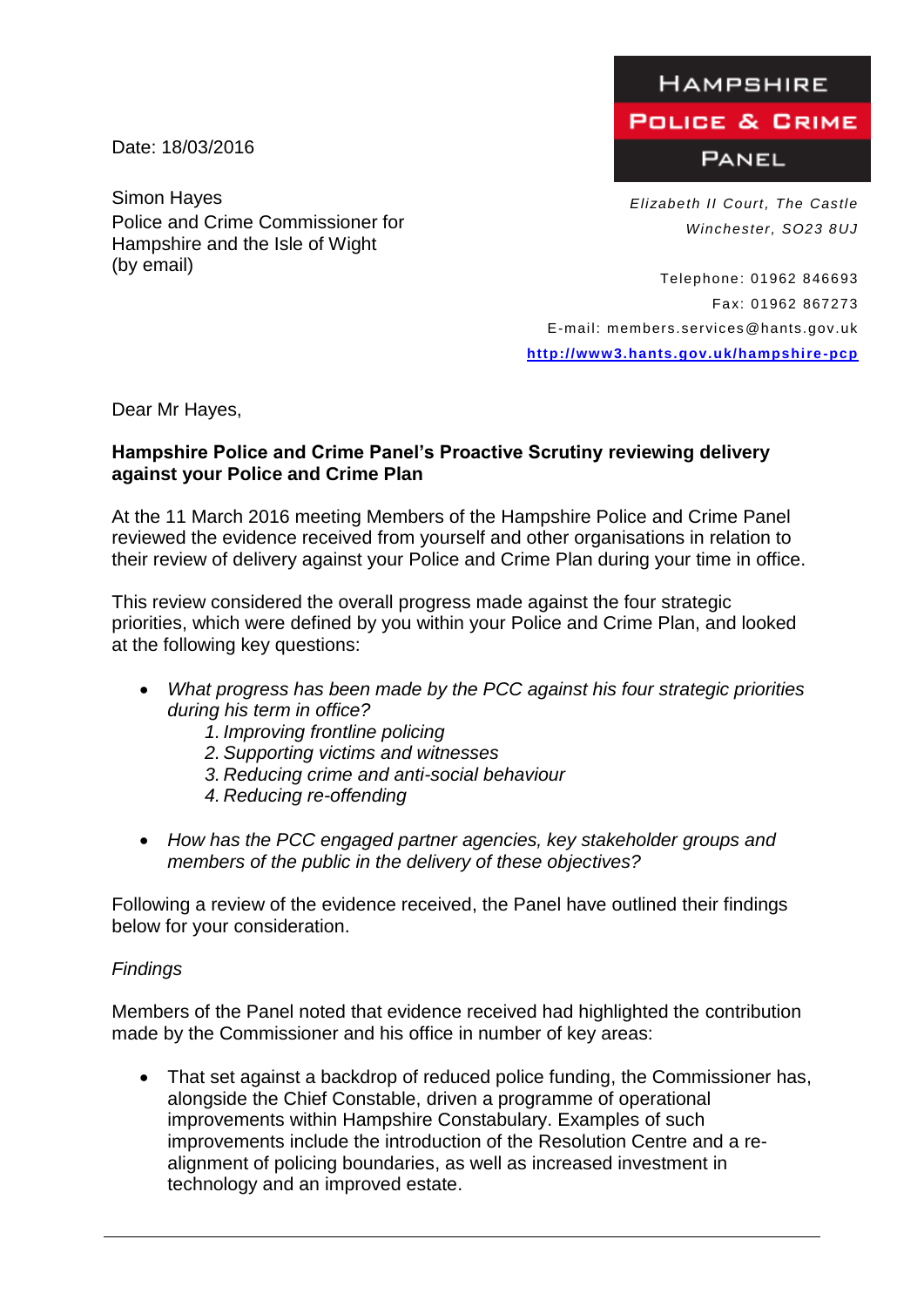**HAMPSHIRE**
**POLICE & CRIME**
**PANEL**

Date: 18/03/2016

Simon Hayes
Police and Crime Commissioner for Hampshire and the Isle of Wight
(by email)

*Elizabeth II Court, The Castle*
*Winchester, SO23 8UJ*

Telephone: 01962 846693
Fax: 01962 867273
E-mail: members.services@hants.gov.uk
[http://www3.hants.gov.uk/hampshire-pcp](http://www3.hants.gov.uk/hampshire-pcp)

Dear Mr Hayes,

**Hampshire Police and Crime Panel's Proactive Scrutiny reviewing delivery against your Police and Crime Plan**

At the 11 March 2016 meeting Members of the Hampshire Police and Crime Panel reviewed the evidence received from yourself and other organisations in relation to their review of delivery against your Police and Crime Plan during your time in office.

This review considered the overall progress made against the four strategic priorities, which were defined by you within your Police and Crime Plan, and looked at the following key questions:

- *What progress has been made by the PCC against his four strategic priorities during his term in office?*
  1. *Improving frontline policing*
  2. *Supporting victims and witnesses*
  3. *Reducing crime and anti-social behaviour*
  4. *Reducing re-offending*

- *How has the PCC engaged partner agencies, key stakeholder groups and members of the public in the delivery of these objectives?*

Following a review of the evidence received, the Panel have outlined their findings below for your consideration.

*Findings*

Members of the Panel noted that evidence received had highlighted the contribution made by the Commissioner and his office in number of key areas:

- That set against a backdrop of reduced police funding, the Commissioner has, alongside the Chief Constable, driven a programme of operational improvements within Hampshire Constabulary. Examples of such improvements include the introduction of the Resolution Centre and a re-alignment of policing boundaries, as well as increased investment in technology and an improved estate.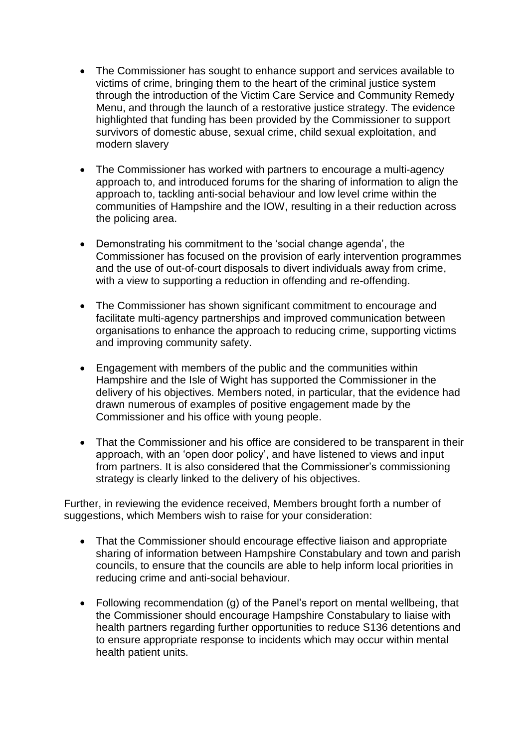- The Commissioner has sought to enhance support and services available to victims of crime, bringing them to the heart of the criminal justice system through the introduction of the Victim Care Service and Community Remedy Menu, and through the launch of a restorative justice strategy. The evidence highlighted that funding has been provided by the Commissioner to support survivors of domestic abuse, sexual crime, child sexual exploitation, and modern slavery

- The Commissioner has worked with partners to encourage a multi-agency approach to, and introduced forums for the sharing of information to align the approach to, tackling anti-social behaviour and low level crime within the communities of Hampshire and the IOW, resulting in a their reduction across the policing area.

- Demonstrating his commitment to the 'social change agenda', the Commissioner has focused on the provision of early intervention programmes and the use of out-of-court disposals to divert individuals away from crime, with a view to supporting a reduction in offending and re-offending.

- The Commissioner has shown significant commitment to encourage and facilitate multi-agency partnerships and improved communication between organisations to enhance the approach to reducing crime, supporting victims and improving community safety.

- Engagement with members of the public and the communities within Hampshire and the Isle of Wight has supported the Commissioner in the delivery of his objectives. Members noted, in particular, that the evidence had drawn numerous of examples of positive engagement made by the Commissioner and his office with young people.

- That the Commissioner and his office are considered to be transparent in their approach, with an 'open door policy', and have listened to views and input from partners. It is also considered that the Commissioner's commissioning strategy is clearly linked to the delivery of his objectives.

Further, in reviewing the evidence received, Members brought forth a number of suggestions, which Members wish to raise for your consideration:

- That the Commissioner should encourage effective liaison and appropriate sharing of information between Hampshire Constabulary and town and parish councils, to ensure that the councils are able to help inform local priorities in reducing crime and anti-social behaviour.

- Following recommendation (g) of the Panel's report on mental wellbeing, that the Commissioner should encourage Hampshire Constabulary to liaise with health partners regarding further opportunities to reduce S136 detentions and to ensure appropriate response to incidents which may occur within mental health patient units.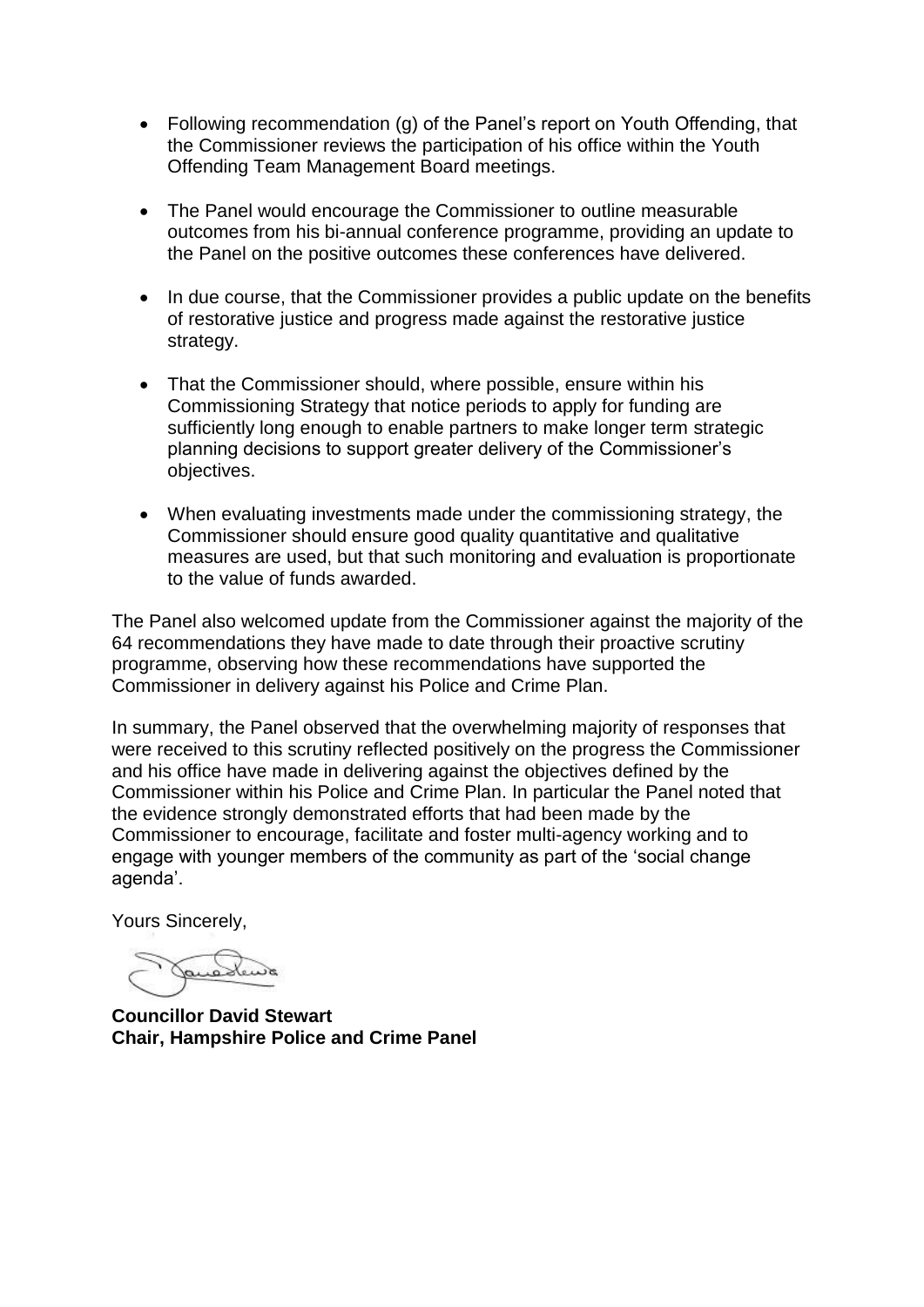- Following recommendation (g) of the Panel's report on Youth Offending, that the Commissioner reviews the participation of his office within the Youth Offending Team Management Board meetings.
- The Panel would encourage the Commissioner to outline measurable outcomes from his bi-annual conference programme, providing an update to the Panel on the positive outcomes these conferences have delivered.
- In due course, that the Commissioner provides a public update on the benefits of restorative justice and progress made against the restorative justice strategy.
- That the Commissioner should, where possible, ensure within his Commissioning Strategy that notice periods to apply for funding are sufficiently long enough to enable partners to make longer term strategic planning decisions to support greater delivery of the Commissioner's objectives.
- When evaluating investments made under the commissioning strategy, the Commissioner should ensure good quality quantitative and qualitative measures are used, but that such monitoring and evaluation is proportionate to the value of funds awarded.

The Panel also welcomed update from the Commissioner against the majority of the 64 recommendations they have made to date through their proactive scrutiny programme, observing how these recommendations have supported the Commissioner in delivery against his Police and Crime Plan.

In summary, the Panel observed that the overwhelming majority of responses that were received to this scrutiny reflected positively on the progress the Commissioner and his office have made in delivering against the objectives defined by the Commissioner within his Police and Crime Plan. In particular the Panel noted that the evidence strongly demonstrated efforts that had been made by the Commissioner to encourage, facilitate and foster multi-agency working and to engage with younger members of the community as part of the 'social change agenda'.

Yours Sincerely,

**Councillor David Stewart**
**Chair, Hampshire Police and Crime Panel**